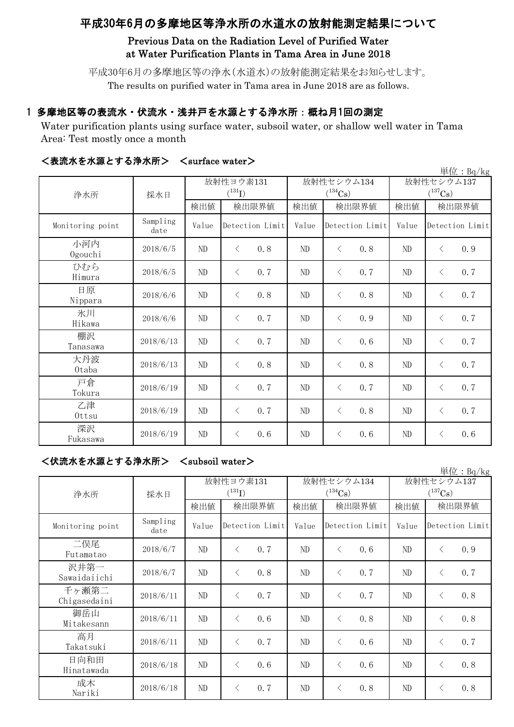# 平成30年6月の多摩地区等浄水所の水道水の放射能測定結果について

## Previous Data on the Radiation Level of Purified Water at Water Purification Plants in Tama Area in June 2018

平成30年6月の多摩地区等の浄水(水道水)の放射能測定結果をお知らせします。
The results on purified water in Tama area in June 2018 are as follows.

## 1 多摩地区等の表流水・伏流水・浅井戸を水源とする浄水所：概ね月1回の測定

Water purification plants using surface water, subsoil water, or shallow well water in Tama Area: Test mostly once a month

### <表流水を水源とする浄水所> <surface water>

単位：Bq/kg

| 浄水所 | 採水日 | 放射性ヨウ素131 ($^{131}I$) | | 放射性セシウム134 ($^{134}Cs$) | | 放射性セシウム137 ($^{137}Cs$) | |
|---|---|---|---|---|---|---|---|
| | | 検出値 | 検出限界値 | 検出値 | 検出限界値 | 検出値 | 検出限界値 |
| Monitoring point | Sampling date | Value | Detection Limit | Value | Detection Limit | Value | Detection Limit |
| 小河内 Ogouchi | 2018/6/5 | ND | < 0.8 | ND | < 0.8 | ND | < 0.9 |
| ひむら Himura | 2018/6/5 | ND | < 0.7 | ND | < 0.7 | ND | < 0.7 |
| 日原 Nippara | 2018/6/6 | ND | < 0.8 | ND | < 0.8 | ND | < 0.7 |
| 氷川 Hikawa | 2018/6/6 | ND | < 0.7 | ND | < 0.9 | ND | < 0.7 |
| 棚沢 Tanasawa | 2018/6/13 | ND | < 0.7 | ND | < 0.6 | ND | < 0.7 |
| 大丹波 Otaba | 2018/6/13 | ND | < 0.8 | ND | < 0.8 | ND | < 0.7 |
| 戸倉 Tokura | 2018/6/19 | ND | < 0.7 | ND | < 0.7 | ND | < 0.7 |
| 乙津 Ottsu | 2018/6/19 | ND | < 0.7 | ND | < 0.8 | ND | < 0.7 |
| 深沢 Fukasawa | 2018/6/19 | ND | < 0.6 | ND | < 0.6 | ND | < 0.6 |

### <伏流水を水源とする浄水所> <subsoil water>

単位：Bq/kg

| 浄水所 | 採水日 | 放射性ヨウ素131 ($^{131}I$) | | 放射性セシウム134 ($^{134}Cs$) | | 放射性セシウム137 ($^{137}Cs$) | |
|---|---|---|---|---|---|---|---|
| | | 検出値 | 検出限界値 | 検出値 | 検出限界値 | 検出値 | 検出限界値 |
| Monitoring point | Sampling date | Value | Detection Limit | Value | Detection Limit | Value | Detection Limit |
| 二俣尾 Futamatao | 2018/6/7 | ND | < 0.7 | ND | < 0.6 | ND | < 0.9 |
| 沢井第一 Sawaidaiichi | 2018/6/7 | ND | < 0.8 | ND | < 0.7 | ND | < 0.7 |
| 千ヶ瀬第二 Chigasedaini | 2018/6/11 | ND | < 0.7 | ND | < 0.7 | ND | < 0.8 |
| 御岳山 Mitakesann | 2018/6/11 | ND | < 0.6 | ND | < 0.8 | ND | < 0.8 |
| 高月 Takatsuki | 2018/6/11 | ND | < 0.7 | ND | < 0.6 | ND | < 0.7 |
| 日向和田 Hinatawada | 2018/6/18 | ND | < 0.6 | ND | < 0.6 | ND | < 0.8 |
| 成木 Nariki | 2018/6/18 | ND | < 0.7 | ND | < 0.8 | ND | < 0.8 |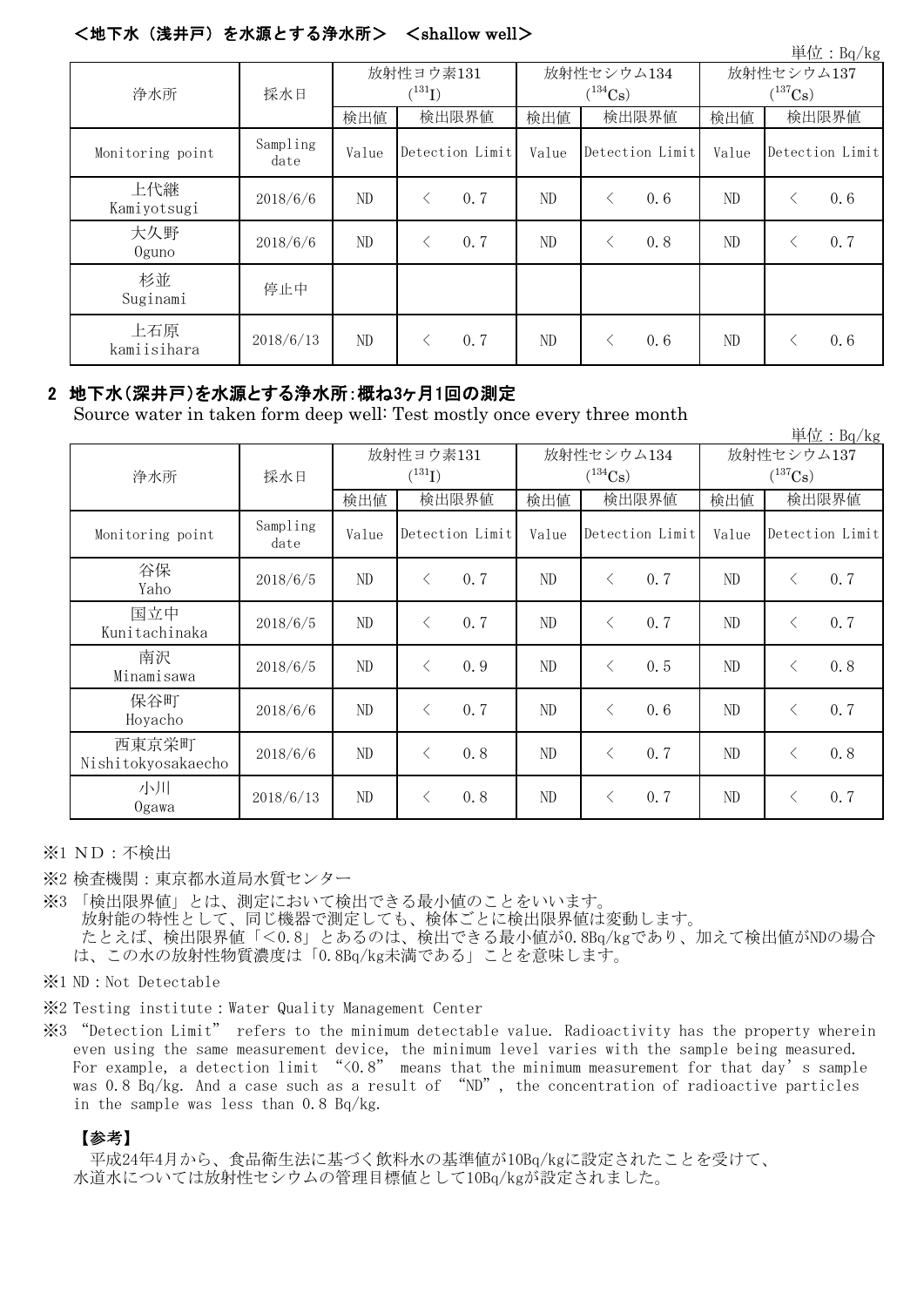### ＜地下水（浅井戸）を水源とする浄水所＞　＜shallow well＞

単位：Bq/kg

| 浄水所 | 採水日 | 放射性ヨウ素131 ($^{131}I$) | | 放射性セシウム134 ($^{134}Cs$) | | 放射性セシウム137 ($^{137}Cs$) | |
|---|---|---|---|---|---|---|---|
| | | 検出値 | 検出限界値 | 検出値 | 検出限界値 | 検出値 | 検出限界値 |
| Monitoring point | Sampling date | Value | Detection Limit | Value | Detection Limit | Value | Detection Limit |
| 上代継 Kamiyotsugi | 2018/6/6 | ND | ＜　0.7 | ND | ＜　0.6 | ND | ＜　0.6 |
| 大久野 Oguno | 2018/6/6 | ND | ＜　0.7 | ND | ＜　0.8 | ND | ＜　0.7 |
| 杉並 Suginami | 停止中 | | | | | | |
| 上石原 kamiisihara | 2018/6/13 | ND | ＜　0.7 | ND | ＜　0.6 | ND | ＜　0.6 |

## 2 地下水(深井戸)を水源とする浄水所：概ね3ヶ月1回の測定

Source water in taken form deep well: Test mostly once every three month

単位：Bq/kg

| 浄水所 | 採水日 | 放射性ヨウ素131 ($^{131}I$) | | 放射性セシウム134 ($^{134}Cs$) | | 放射性セシウム137 ($^{137}Cs$) | |
|---|---|---|---|---|---|---|---|
| | | 検出値 | 検出限界値 | 検出値 | 検出限界値 | 検出値 | 検出限界値 |
| Monitoring point | Sampling date | Value | Detection Limit | Value | Detection Limit | Value | Detection Limit |
| 谷保 Yaho | 2018/6/5 | ND | ＜　0.7 | ND | ＜　0.7 | ND | ＜　0.7 |
| 国立中 Kunitachinaka | 2018/6/5 | ND | ＜　0.7 | ND | ＜　0.7 | ND | ＜　0.7 |
| 南沢 Minamisawa | 2018/6/5 | ND | ＜　0.9 | ND | ＜　0.5 | ND | ＜　0.8 |
| 保谷町 Hoyacho | 2018/6/6 | ND | ＜　0.7 | ND | ＜　0.6 | ND | ＜　0.7 |
| 西東京栄町 Nishitokyosakaecho | 2018/6/6 | ND | ＜　0.8 | ND | ＜　0.7 | ND | ＜　0.8 |
| 小川 Ogawa | 2018/6/13 | ND | ＜　0.8 | ND | ＜　0.7 | ND | ＜　0.7 |

※1 ND：不検出

※2 検査機関：東京都水道局水質センター

※3 「検出限界値」とは、測定において検出できる最小値のことをいいます。
放射能の特性として、同じ機器で測定しても、検体ごとに検出限界値は変動します。
たとえば、検出限界値「<0.8」とあるのは、検出できる最小値が0.8Bq/kgであり、加えて検出値がNDの場合は、この水の放射性物質濃度は「0.8Bq/kg未満である」ことを意味します。

※1 ND：Not Detectable

※2 Testing institute：Water Quality Management Center

※3 "Detection Limit" refers to the minimum detectable value. Radioactivity has the property wherein even using the same measurement device, the minimum level varies with the sample being measured. For example, a detection limit "<0.8" means that the minimum measurement for that day's sample was 0.8 Bq/kg. And a case such as a result of "ND", the concentration of radioactive particles in the sample was less than 0.8 Bq/kg.

**【参考】**

平成24年4月から、食品衛生法に基づく飲料水の基準値が10Bq/kgに設定されたことを受けて、水道水については放射性セシウムの管理目標値として10Bq/kgが設定されました。